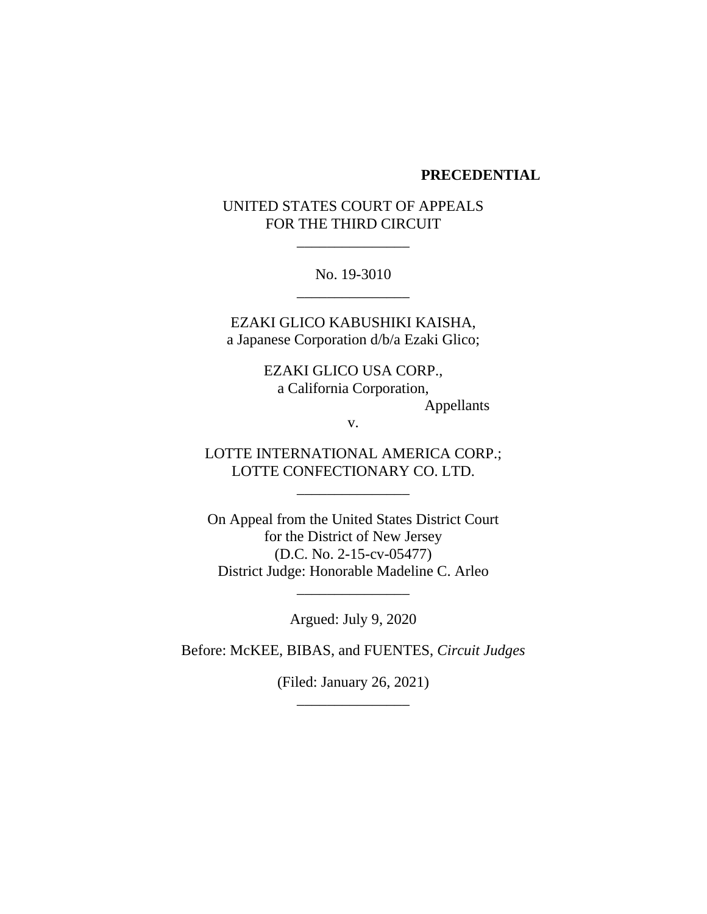**PRECEDENTIAL**

UNITED STATES COURT OF APPEALS
FOR THE THIRD CIRCUIT

_______________

No. 19-3010

_______________

EZAKI GLICO KABUSHIKI KAISHA,
a Japanese Corporation d/b/a Ezaki Glico;

EZAKI GLICO USA CORP.,
a California Corporation,

Appellants

v.

LOTTE INTERNATIONAL AMERICA CORP.;
LOTTE CONFECTIONARY CO. LTD.

_______________

On Appeal from the United States District Court
for the District of New Jersey
(D.C. No. 2-15-cv-05477)
District Judge: Honorable Madeline C. Arleo

_______________

Argued: July 9, 2020

Before: McKEE, BIBAS, and FUENTES, *Circuit Judges*

(Filed: January 26, 2021)

_______________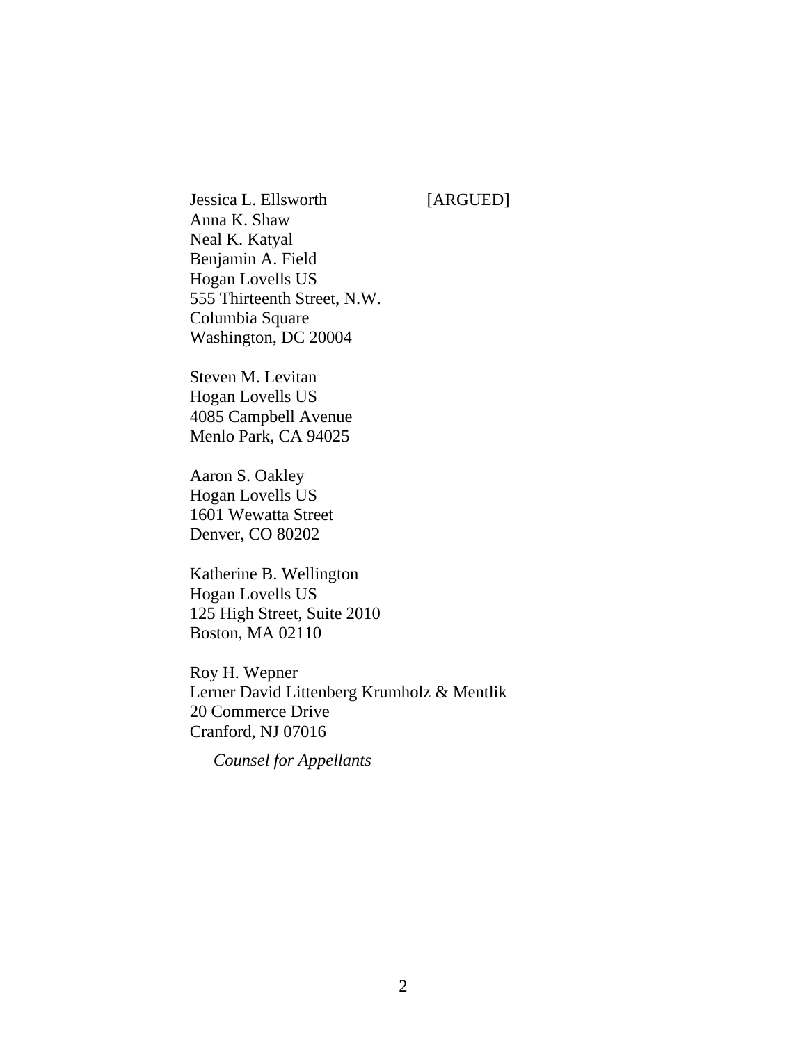Jessica L. Ellsworth [ARGUED]
Anna K. Shaw
Neal K. Katyal
Benjamin A. Field
Hogan Lovells US
555 Thirteenth Street, N.W.
Columbia Square
Washington, DC 20004

Steven M. Levitan
Hogan Lovells US
4085 Campbell Avenue
Menlo Park, CA 94025

Aaron S. Oakley
Hogan Lovells US
1601 Wewatta Street
Denver, CO 80202

Katherine B. Wellington
Hogan Lovells US
125 High Street, Suite 2010
Boston, MA 02110

Roy H. Wepner
Lerner David Littenberg Krumholz & Mentlik
20 Commerce Drive
Cranford, NJ 07016

*Counsel for Appellants*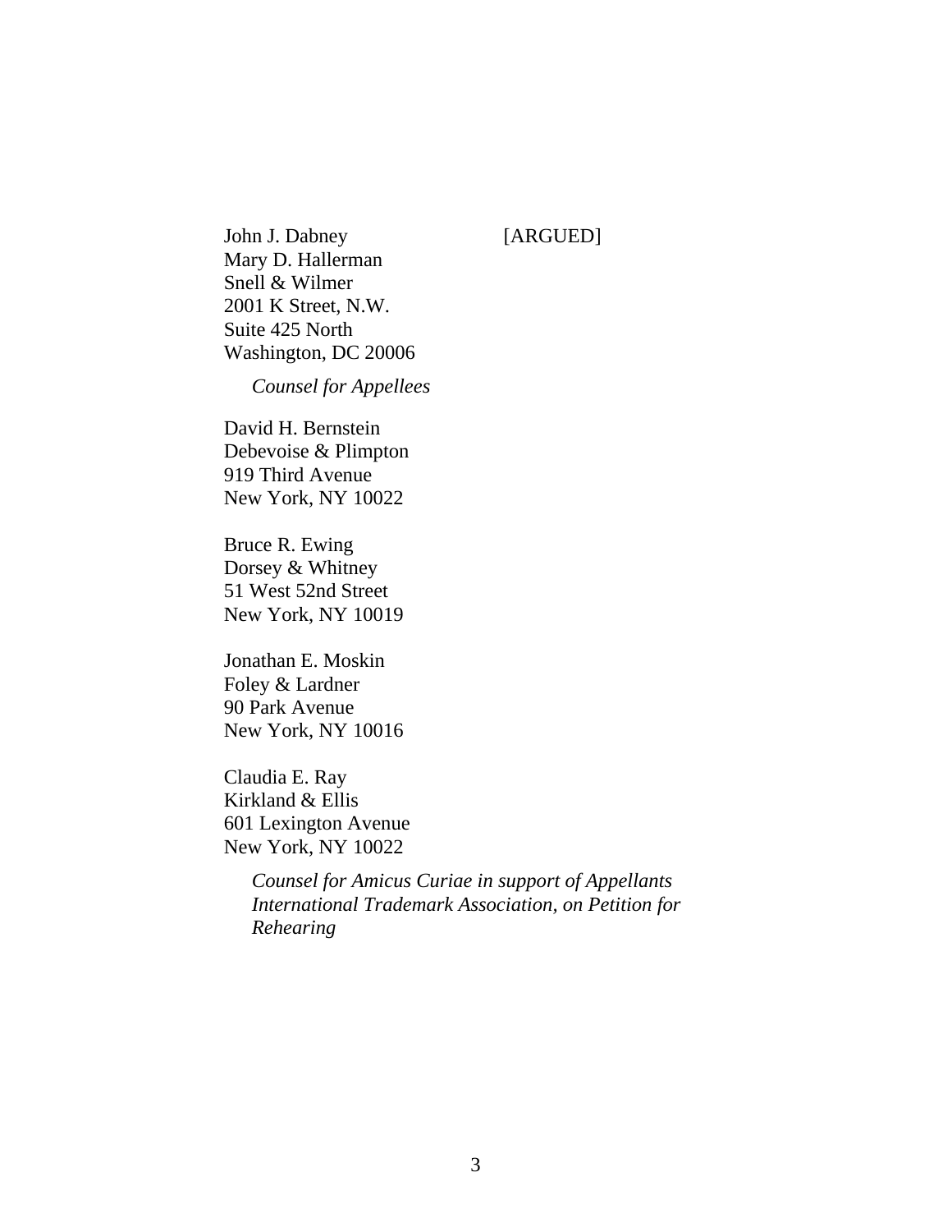John J. Dabney [ARGUED]
Mary D. Hallerman
Snell & Wilmer
2001 K Street, N.W.
Suite 425 North
Washington, DC 20006

*Counsel for Appellees*

David H. Bernstein
Debevoise & Plimpton
919 Third Avenue
New York, NY 10022

Bruce R. Ewing
Dorsey & Whitney
51 West 52nd Street
New York, NY 10019

Jonathan E. Moskin
Foley & Lardner
90 Park Avenue
New York, NY 10016

Claudia E. Ray
Kirkland & Ellis
601 Lexington Avenue
New York, NY 10022

*Counsel for Amicus Curiae in support of Appellants International Trademark Association, on Petition for Rehearing*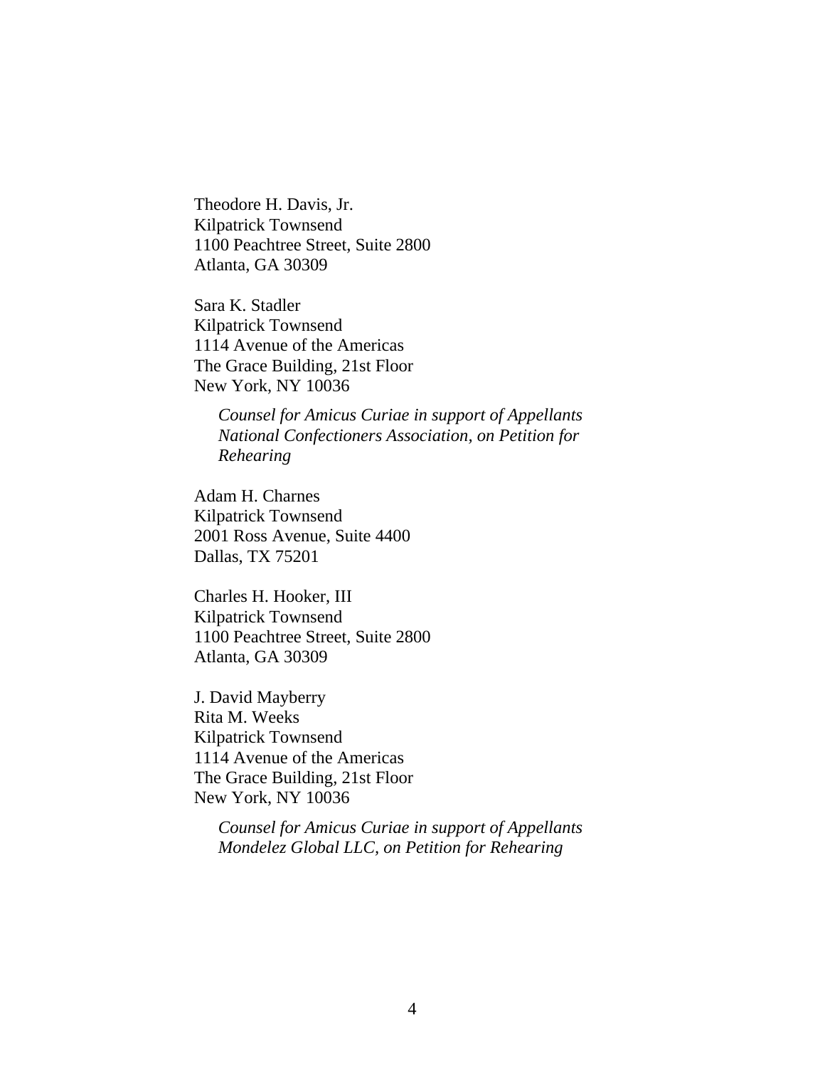Theodore H. Davis, Jr.
Kilpatrick Townsend
1100 Peachtree Street, Suite 2800
Atlanta, GA 30309

Sara K. Stadler
Kilpatrick Townsend
1114 Avenue of the Americas
The Grace Building, 21st Floor
New York, NY 10036

*Counsel for Amicus Curiae in support of Appellants National Confectioners Association, on Petition for Rehearing*

Adam H. Charnes
Kilpatrick Townsend
2001 Ross Avenue, Suite 4400
Dallas, TX 75201

Charles H. Hooker, III
Kilpatrick Townsend
1100 Peachtree Street, Suite 2800
Atlanta, GA 30309

J. David Mayberry
Rita M. Weeks
Kilpatrick Townsend
1114 Avenue of the Americas
The Grace Building, 21st Floor
New York, NY 10036

*Counsel for Amicus Curiae in support of Appellants Mondelez Global LLC, on Petition for Rehearing*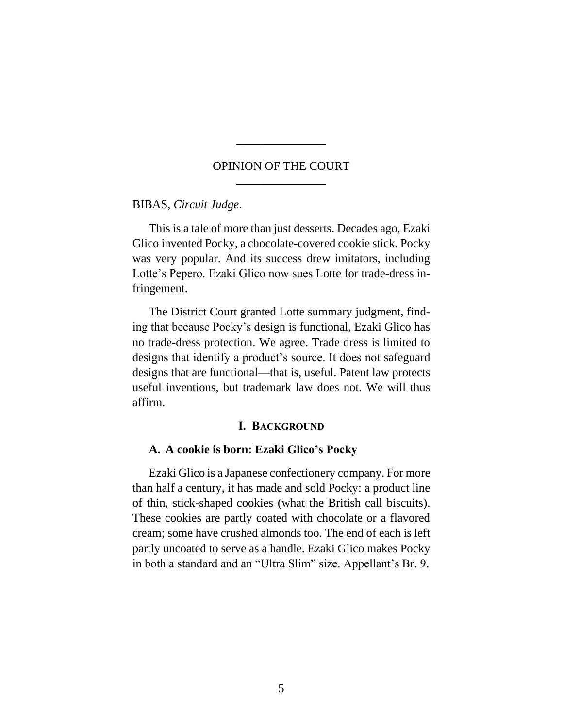## OPINION OF THE COURT

BIBAS, *Circuit Judge*.

This is a tale of more than just desserts. Decades ago, Ezaki Glico invented Pocky, a chocolate-covered cookie stick. Pocky was very popular. And its success drew imitators, including Lotte's Pepero. Ezaki Glico now sues Lotte for trade-dress infringement.

The District Court granted Lotte summary judgment, finding that because Pocky's design is functional, Ezaki Glico has no trade-dress protection. We agree. Trade dress is limited to designs that identify a product's source. It does not safeguard designs that are functional—that is, useful. Patent law protects useful inventions, but trademark law does not. We will thus affirm.

### I. BACKGROUND

#### A. A cookie is born: Ezaki Glico's Pocky

Ezaki Glico is a Japanese confectionery company. For more than half a century, it has made and sold Pocky: a product line of thin, stick-shaped cookies (what the British call biscuits). These cookies are partly coated with chocolate or a flavored cream; some have crushed almonds too. The end of each is left partly uncoated to serve as a handle. Ezaki Glico makes Pocky in both a standard and an "Ultra Slim" size. Appellant's Br. 9.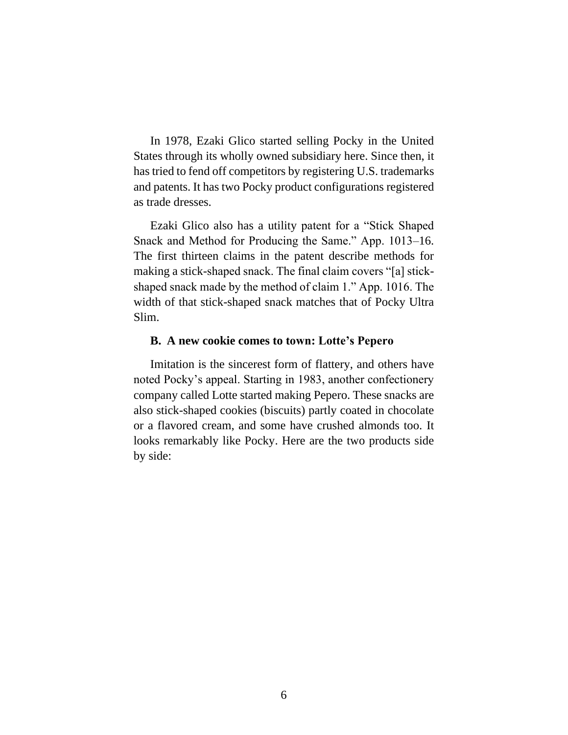In 1978, Ezaki Glico started selling Pocky in the United States through its wholly owned subsidiary here. Since then, it has tried to fend off competitors by registering U.S. trademarks and patents. It has two Pocky product configurations registered as trade dresses.

Ezaki Glico also has a utility patent for a "Stick Shaped Snack and Method for Producing the Same." App. 1013–16. The first thirteen claims in the patent describe methods for making a stick-shaped snack. The final claim covers "[a] stick-shaped snack made by the method of claim 1." App. 1016. The width of that stick-shaped snack matches that of Pocky Ultra Slim.

### B. A new cookie comes to town: Lotte's Pepero

Imitation is the sincerest form of flattery, and others have noted Pocky's appeal. Starting in 1983, another confectionery company called Lotte started making Pepero. These snacks are also stick-shaped cookies (biscuits) partly coated in chocolate or a flavored cream, and some have crushed almonds too. It looks remarkably like Pocky. Here are the two products side by side: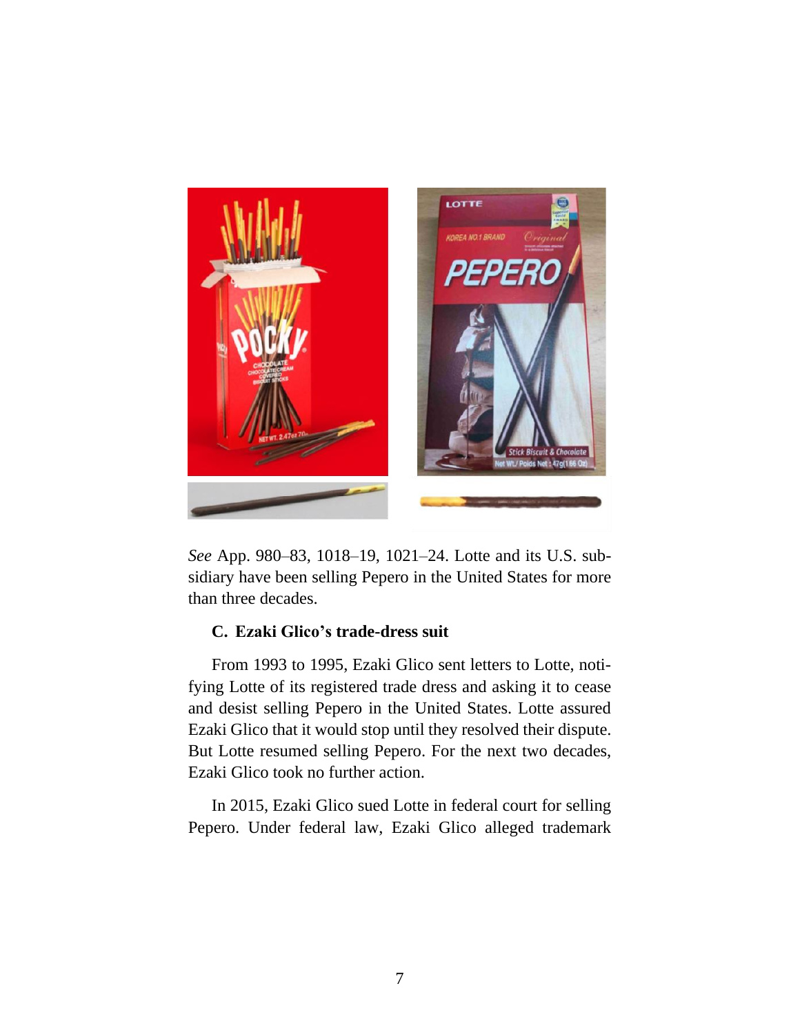*See* App. 980–83, 1018–19, 1021–24. Lotte and its U.S. subsidiary have been selling Pepero in the United States for more than three decades.

### C. Ezaki Glico's trade-dress suit

From 1993 to 1995, Ezaki Glico sent letters to Lotte, notifying Lotte of its registered trade dress and asking it to cease and desist selling Pepero in the United States. Lotte assured Ezaki Glico that it would stop until they resolved their dispute. But Lotte resumed selling Pepero. For the next two decades, Ezaki Glico took no further action.

In 2015, Ezaki Glico sued Lotte in federal court for selling Pepero. Under federal law, Ezaki Glico alleged trademark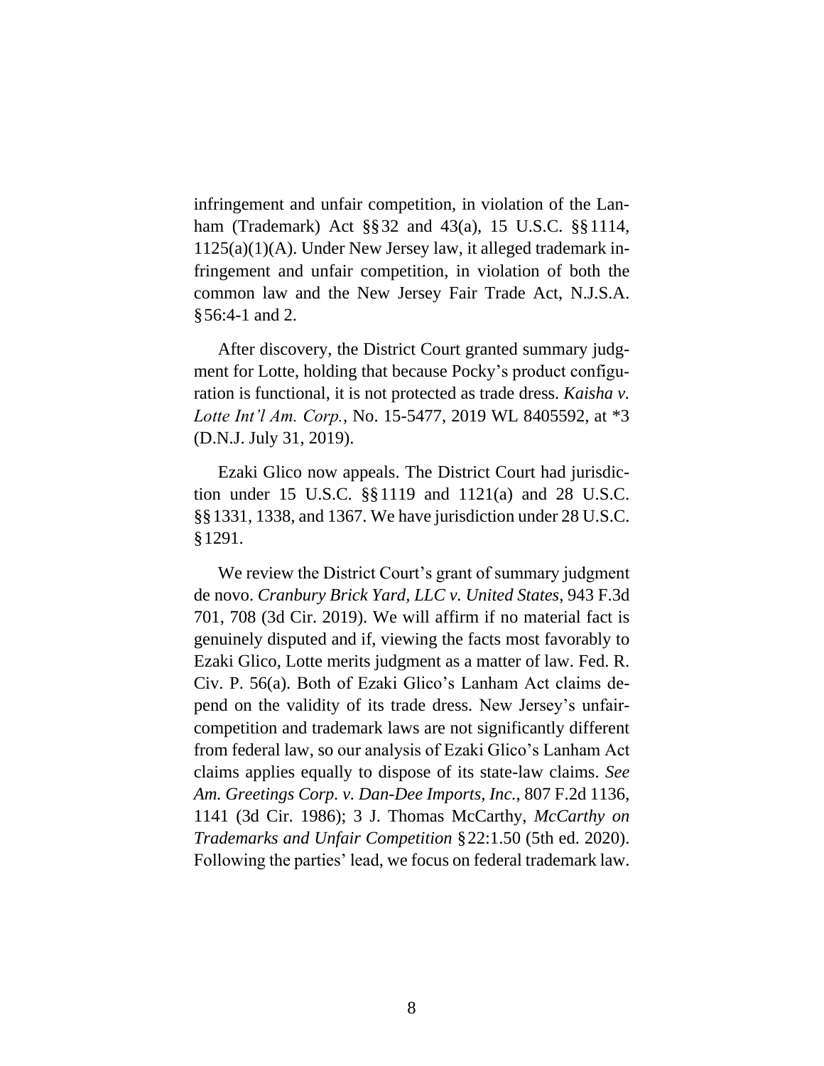infringement and unfair competition, in violation of the Lanham (Trademark) Act §§32 and 43(a), 15 U.S.C. §§1114, 1125(a)(1)(A). Under New Jersey law, it alleged trademark infringement and unfair competition, in violation of both the common law and the New Jersey Fair Trade Act, N.J.S.A. §56:4-1 and 2.

After discovery, the District Court granted summary judgment for Lotte, holding that because Pocky's product configuration is functional, it is not protected as trade dress. *Kaisha v. Lotte Int'l Am. Corp.*, No. 15-5477, 2019 WL 8405592, at *3 (D.N.J. July 31, 2019).

Ezaki Glico now appeals. The District Court had jurisdiction under 15 U.S.C. §§1119 and 1121(a) and 28 U.S.C. §§1331, 1338, and 1367. We have jurisdiction under 28 U.S.C. §1291.

We review the District Court's grant of summary judgment de novo. *Cranbury Brick Yard, LLC v. United States*, 943 F.3d 701, 708 (3d Cir. 2019). We will affirm if no material fact is genuinely disputed and if, viewing the facts most favorably to Ezaki Glico, Lotte merits judgment as a matter of law. Fed. R. Civ. P. 56(a). Both of Ezaki Glico's Lanham Act claims depend on the validity of its trade dress. New Jersey's unfair-competition and trademark laws are not significantly different from federal law, so our analysis of Ezaki Glico's Lanham Act claims applies equally to dispose of its state-law claims. *See Am. Greetings Corp. v. Dan-Dee Imports, Inc.*, 807 F.2d 1136, 1141 (3d Cir. 1986); 3 J. Thomas McCarthy, *McCarthy on Trademarks and Unfair Competition* §22:1.50 (5th ed. 2020). Following the parties' lead, we focus on federal trademark law.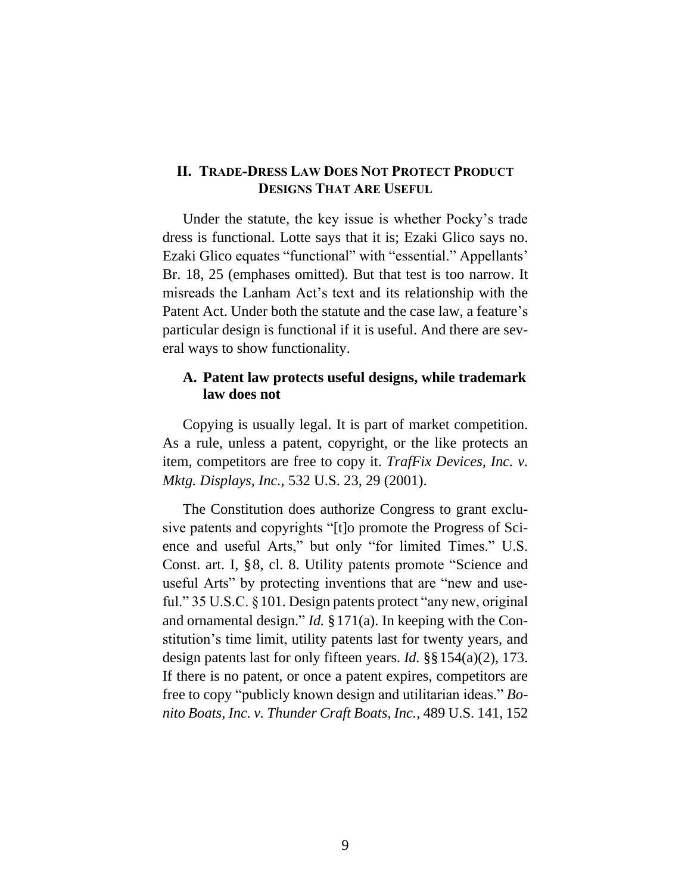## II. TRADE-DRESS LAW DOES NOT PROTECT PRODUCT DESIGNS THAT ARE USEFUL

Under the statute, the key issue is whether Pocky's trade dress is functional. Lotte says that it is; Ezaki Glico says no. Ezaki Glico equates "functional" with "essential." Appellants' Br. 18, 25 (emphases omitted). But that test is too narrow. It misreads the Lanham Act's text and its relationship with the Patent Act. Under both the statute and the case law, a feature's particular design is functional if it is useful. And there are several ways to show functionality.

### A. Patent law protects useful designs, while trademark law does not

Copying is usually legal. It is part of market competition. As a rule, unless a patent, copyright, or the like protects an item, competitors are free to copy it. *TrafFix Devices, Inc. v. Mktg. Displays, Inc.*, 532 U.S. 23, 29 (2001).

The Constitution does authorize Congress to grant exclusive patents and copyrights "[t]o promote the Progress of Science and useful Arts," but only "for limited Times." U.S. Const. art. I, § 8, cl. 8. Utility patents promote "Science and useful Arts" by protecting inventions that are "new and useful." 35 U.S.C. § 101. Design patents protect "any new, original and ornamental design." *Id.* § 171(a). In keeping with the Constitution's time limit, utility patents last for twenty years, and design patents last for only fifteen years. *Id.* §§ 154(a)(2), 173. If there is no patent, or once a patent expires, competitors are free to copy "publicly known design and utilitarian ideas." *Bonito Boats, Inc. v. Thunder Craft Boats, Inc.*, 489 U.S. 141, 152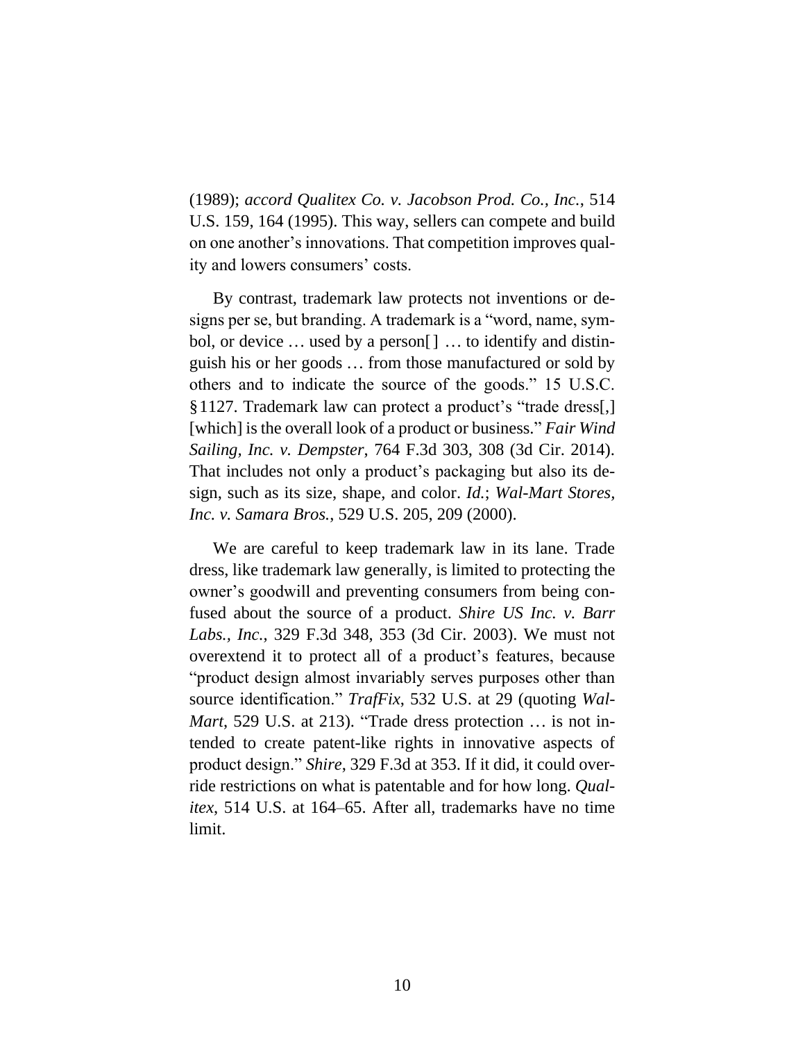(1989); *accord Qualitex Co. v. Jacobson Prod. Co., Inc.*, 514 U.S. 159, 164 (1995). This way, sellers can compete and build on one another's innovations. That competition improves quality and lowers consumers' costs.

By contrast, trademark law protects not inventions or designs per se, but branding. A trademark is a "word, name, symbol, or device … used by a person[ ] … to identify and distinguish his or her goods … from those manufactured or sold by others and to indicate the source of the goods." 15 U.S.C. §1127. Trademark law can protect a product's "trade dress[,] [which] is the overall look of a product or business." *Fair Wind Sailing, Inc. v. Dempster*, 764 F.3d 303, 308 (3d Cir. 2014). That includes not only a product's packaging but also its design, such as its size, shape, and color. *Id.*; *Wal-Mart Stores, Inc. v. Samara Bros.*, 529 U.S. 205, 209 (2000).

We are careful to keep trademark law in its lane. Trade dress, like trademark law generally, is limited to protecting the owner's goodwill and preventing consumers from being confused about the source of a product. *Shire US Inc. v. Barr Labs., Inc.*, 329 F.3d 348, 353 (3d Cir. 2003). We must not overextend it to protect all of a product's features, because "product design almost invariably serves purposes other than source identification." *TrafFix*, 532 U.S. at 29 (quoting *Wal-Mart*, 529 U.S. at 213). "Trade dress protection … is not intended to create patent-like rights in innovative aspects of product design." *Shire*, 329 F.3d at 353. If it did, it could override restrictions on what is patentable and for how long. *Qualitex*, 514 U.S. at 164–65. After all, trademarks have no time limit.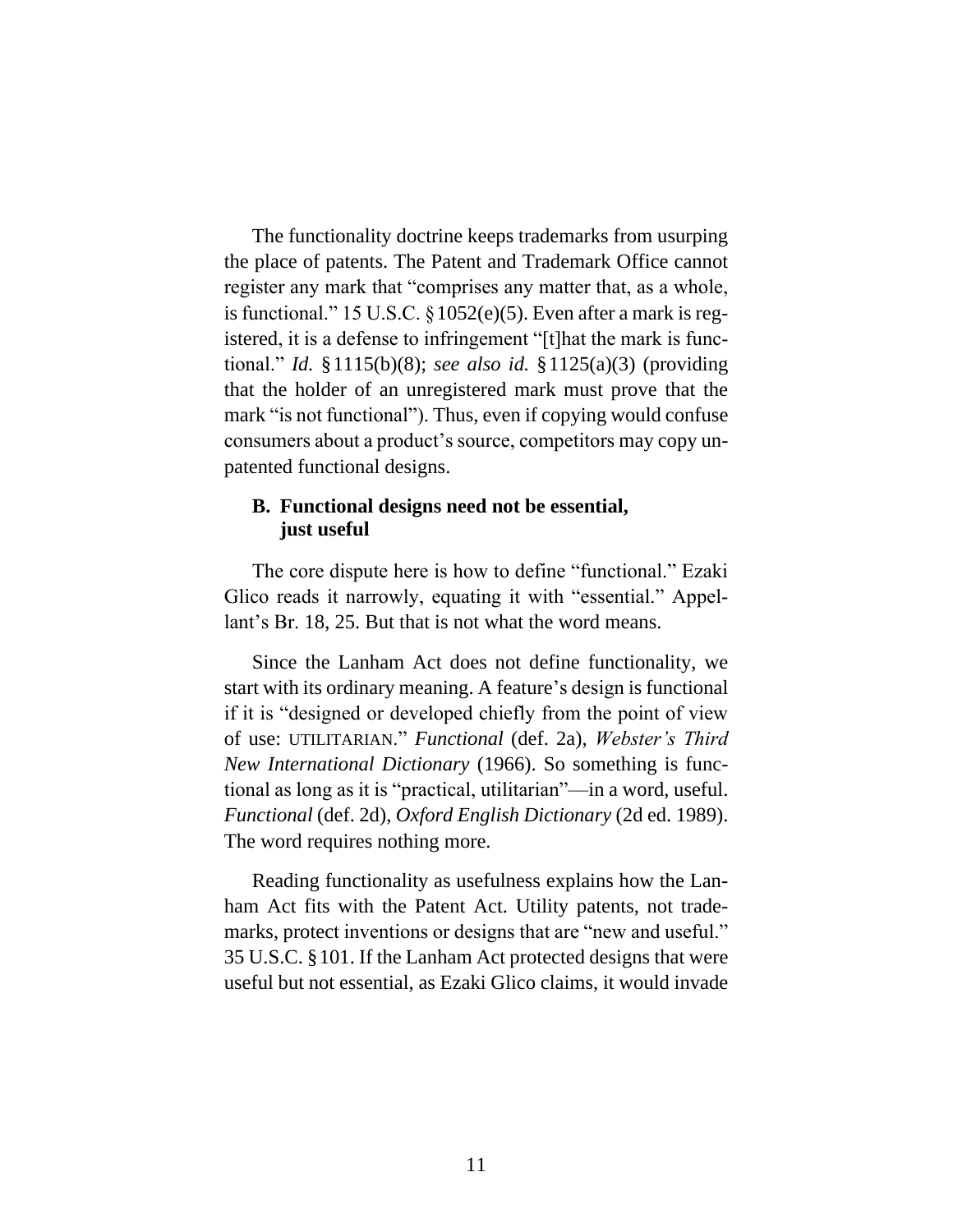The functionality doctrine keeps trademarks from usurping the place of patents. The Patent and Trademark Office cannot register any mark that "comprises any matter that, as a whole, is functional." 15 U.S.C. § 1052(e)(5). Even after a mark is registered, it is a defense to infringement "[t]hat the mark is functional." *Id.* § 1115(b)(8); *see also id.* § 1125(a)(3) (providing that the holder of an unregistered mark must prove that the mark "is not functional"). Thus, even if copying would confuse consumers about a product's source, competitors may copy unpatented functional designs.

### B. Functional designs need not be essential, just useful

The core dispute here is how to define "functional." Ezaki Glico reads it narrowly, equating it with "essential." Appellant's Br. 18, 25. But that is not what the word means.

Since the Lanham Act does not define functionality, we start with its ordinary meaning. A feature's design is functional if it is "designed or developed chiefly from the point of view of use: UTILITARIAN." *Functional* (def. 2a), *Webster's Third New International Dictionary* (1966). So something is functional as long as it is "practical, utilitarian"—in a word, useful. *Functional* (def. 2d), *Oxford English Dictionary* (2d ed. 1989). The word requires nothing more.

Reading functionality as usefulness explains how the Lanham Act fits with the Patent Act. Utility patents, not trademarks, protect inventions or designs that are "new and useful." 35 U.S.C. § 101. If the Lanham Act protected designs that were useful but not essential, as Ezaki Glico claims, it would invade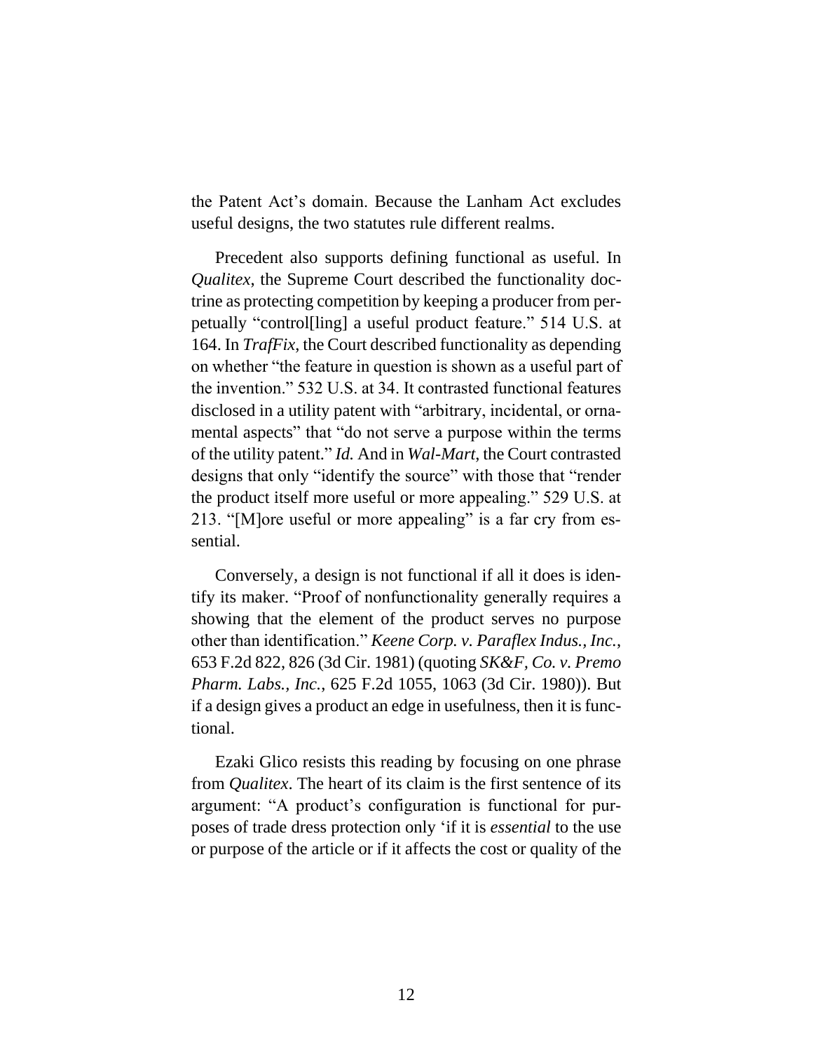the Patent Act's domain. Because the Lanham Act excludes useful designs, the two statutes rule different realms.

Precedent also supports defining functional as useful. In *Qualitex*, the Supreme Court described the functionality doctrine as protecting competition by keeping a producer from perpetually "control[ling] a useful product feature." 514 U.S. at 164. In *TrafFix*, the Court described functionality as depending on whether "the feature in question is shown as a useful part of the invention." 532 U.S. at 34. It contrasted functional features disclosed in a utility patent with "arbitrary, incidental, or ornamental aspects" that "do not serve a purpose within the terms of the utility patent." *Id.* And in *Wal-Mart*, the Court contrasted designs that only "identify the source" with those that "render the product itself more useful or more appealing." 529 U.S. at 213. "[M]ore useful or more appealing" is a far cry from essential.

Conversely, a design is not functional if all it does is identify its maker. "Proof of nonfunctionality generally requires a showing that the element of the product serves no purpose other than identification." *Keene Corp. v. Paraflex Indus., Inc.*, 653 F.2d 822, 826 (3d Cir. 1981) (quoting *SK&F, Co. v. Premo Pharm. Labs., Inc.*, 625 F.2d 1055, 1063 (3d Cir. 1980)). But if a design gives a product an edge in usefulness, then it is functional.

Ezaki Glico resists this reading by focusing on one phrase from *Qualitex*. The heart of its claim is the first sentence of its argument: "A product's configuration is functional for purposes of trade dress protection only 'if it is *essential* to the use or purpose of the article or if it affects the cost or quality of the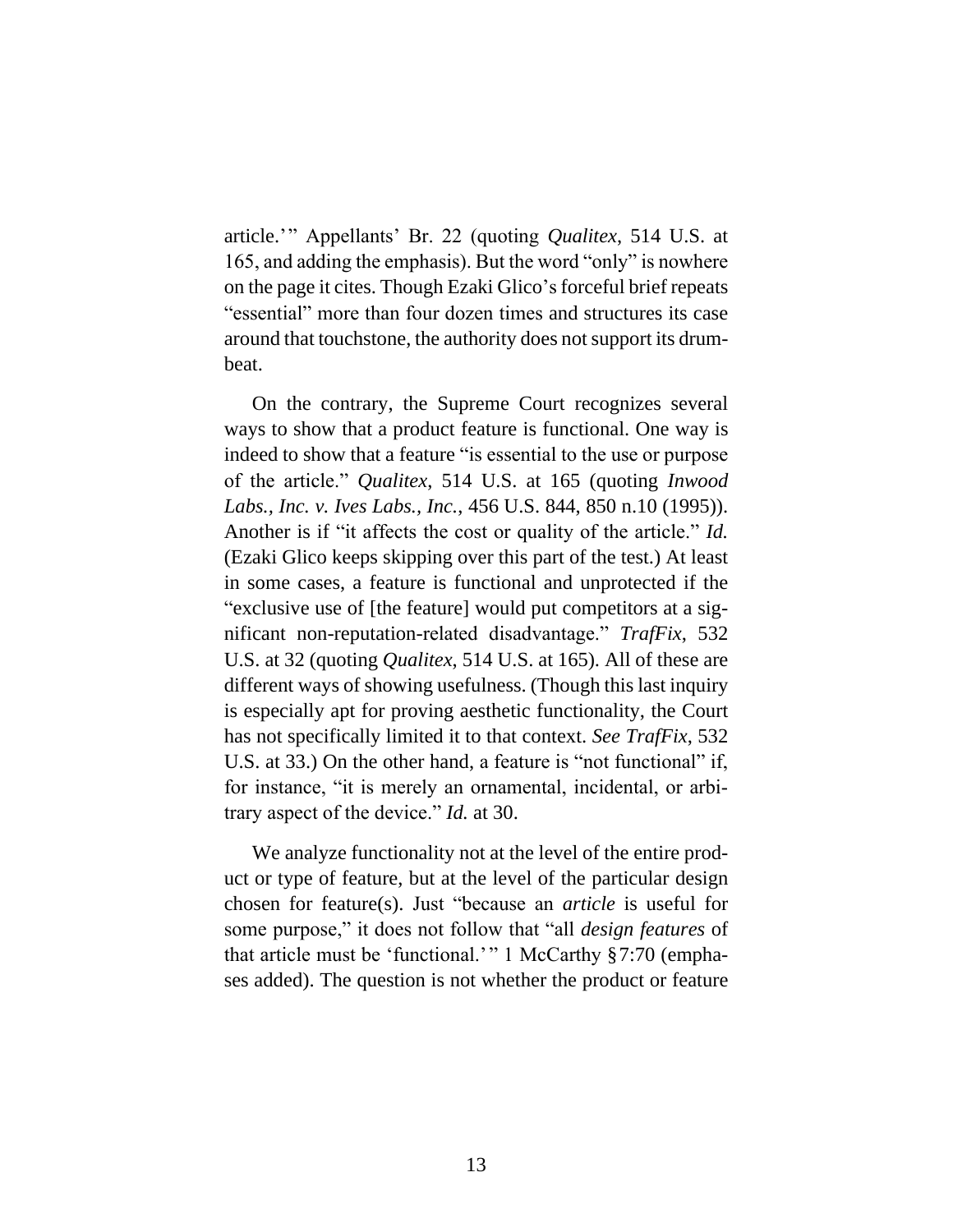article.'" Appellants' Br. 22 (quoting *Qualitex*, 514 U.S. at 165, and adding the emphasis). But the word "only" is nowhere on the page it cites. Though Ezaki Glico's forceful brief repeats "essential" more than four dozen times and structures its case around that touchstone, the authority does not support its drumbeat.

On the contrary, the Supreme Court recognizes several ways to show that a product feature is functional. One way is indeed to show that a feature "is essential to the use or purpose of the article." *Qualitex*, 514 U.S. at 165 (quoting *Inwood Labs., Inc. v. Ives Labs., Inc.*, 456 U.S. 844, 850 n.10 (1995)). Another is if "it affects the cost or quality of the article." *Id.* (Ezaki Glico keeps skipping over this part of the test.) At least in some cases, a feature is functional and unprotected if the "exclusive use of [the feature] would put competitors at a significant non-reputation-related disadvantage." *TrafFix*, 532 U.S. at 32 (quoting *Qualitex*, 514 U.S. at 165). All of these are different ways of showing usefulness. (Though this last inquiry is especially apt for proving aesthetic functionality, the Court has not specifically limited it to that context. *See TrafFix*, 532 U.S. at 33.) On the other hand, a feature is "not functional" if, for instance, "it is merely an ornamental, incidental, or arbitrary aspect of the device." *Id.* at 30.

We analyze functionality not at the level of the entire product or type of feature, but at the level of the particular design chosen for feature(s). Just "because an *article* is useful for some purpose," it does not follow that "all *design features* of that article must be 'functional.'" 1 McCarthy § 7:70 (emphases added). The question is not whether the product or feature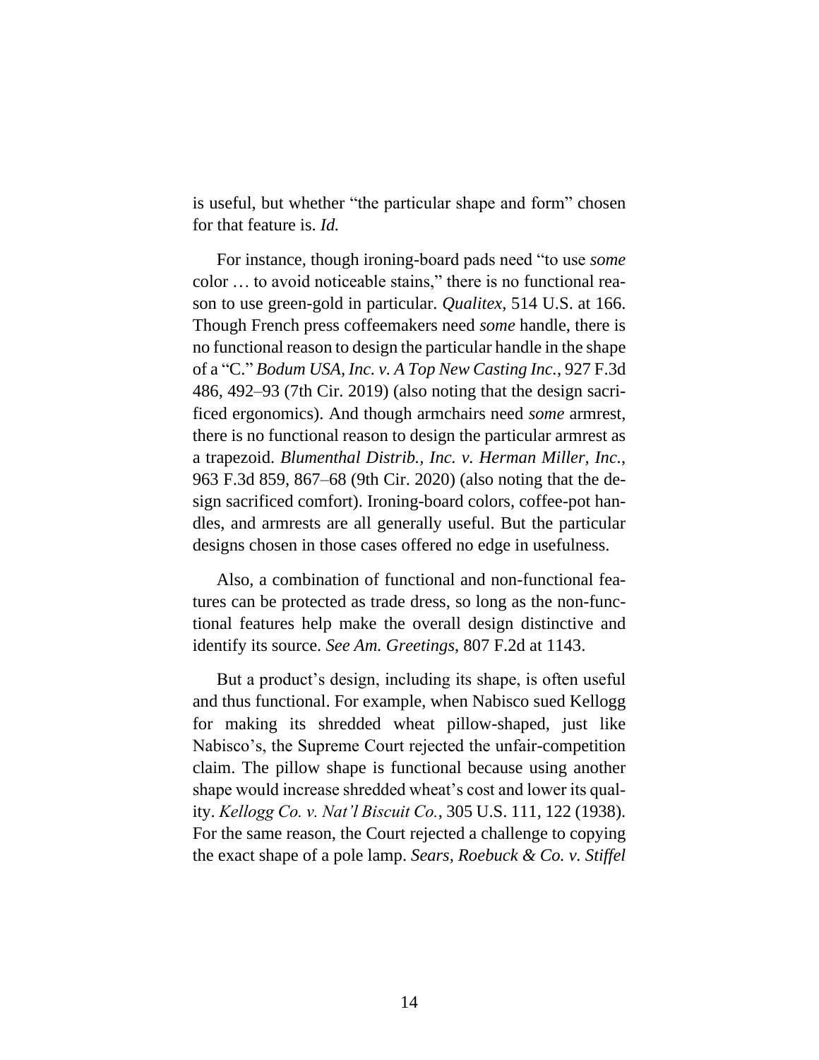is useful, but whether "the particular shape and form" chosen for that feature is. *Id.*

For instance, though ironing-board pads need "to use *some* color … to avoid noticeable stains," there is no functional reason to use green-gold in particular. *Qualitex*, 514 U.S. at 166. Though French press coffeemakers need *some* handle, there is no functional reason to design the particular handle in the shape of a "C." *Bodum USA, Inc. v. A Top New Casting Inc.*, 927 F.3d 486, 492–93 (7th Cir. 2019) (also noting that the design sacrificed ergonomics). And though armchairs need *some* armrest, there is no functional reason to design the particular armrest as a trapezoid. *Blumenthal Distrib., Inc. v. Herman Miller, Inc.*, 963 F.3d 859, 867–68 (9th Cir. 2020) (also noting that the design sacrificed comfort). Ironing-board colors, coffee-pot handles, and armrests are all generally useful. But the particular designs chosen in those cases offered no edge in usefulness.

Also, a combination of functional and non-functional features can be protected as trade dress, so long as the non-functional features help make the overall design distinctive and identify its source. *See Am. Greetings*, 807 F.2d at 1143.

But a product's design, including its shape, is often useful and thus functional. For example, when Nabisco sued Kellogg for making its shredded wheat pillow-shaped, just like Nabisco's, the Supreme Court rejected the unfair-competition claim. The pillow shape is functional because using another shape would increase shredded wheat's cost and lower its quality. *Kellogg Co. v. Nat'l Biscuit Co.*, 305 U.S. 111, 122 (1938). For the same reason, the Court rejected a challenge to copying the exact shape of a pole lamp. *Sears, Roebuck & Co. v. Stiffel*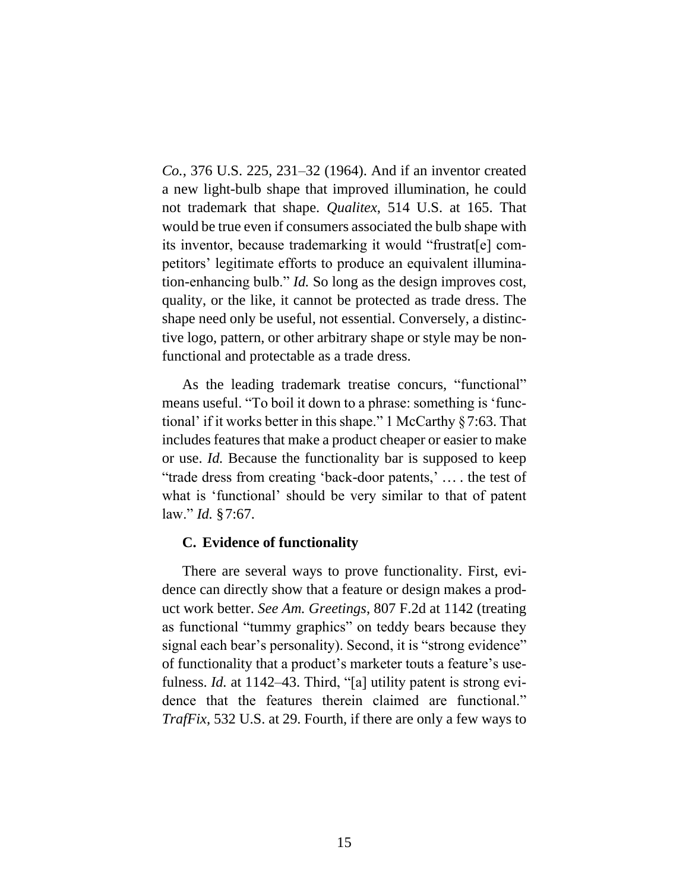*Co.*, 376 U.S. 225, 231–32 (1964). And if an inventor created a new light-bulb shape that improved illumination, he could not trademark that shape. *Qualitex*, 514 U.S. at 165. That would be true even if consumers associated the bulb shape with its inventor, because trademarking it would "frustrat[e] competitors' legitimate efforts to produce an equivalent illumination-enhancing bulb." *Id.* So long as the design improves cost, quality, or the like, it cannot be protected as trade dress. The shape need only be useful, not essential. Conversely, a distinctive logo, pattern, or other arbitrary shape or style may be nonfunctional and protectable as a trade dress.

As the leading trademark treatise concurs, "functional" means useful. "To boil it down to a phrase: something is 'functional' if it works better in this shape." 1 McCarthy § 7:63. That includes features that make a product cheaper or easier to make or use. *Id.* Because the functionality bar is supposed to keep "trade dress from creating 'back-door patents,' … . the test of what is 'functional' should be very similar to that of patent law." *Id.* § 7:67.

### C. Evidence of functionality

There are several ways to prove functionality. First, evidence can directly show that a feature or design makes a product work better. *See Am. Greetings*, 807 F.2d at 1142 (treating as functional "tummy graphics" on teddy bears because they signal each bear's personality). Second, it is "strong evidence" of functionality that a product's marketer touts a feature's usefulness. *Id.* at 1142–43. Third, "[a] utility patent is strong evidence that the features therein claimed are functional." *TrafFix*, 532 U.S. at 29. Fourth, if there are only a few ways to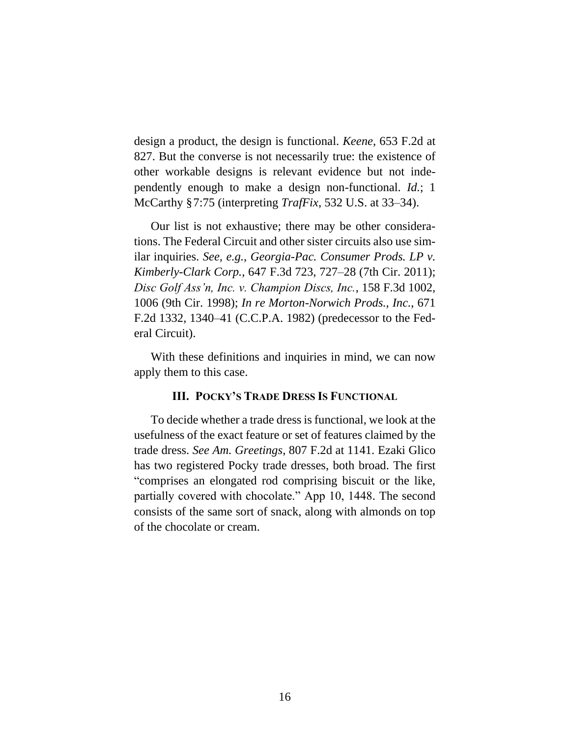design a product, the design is functional. *Keene*, 653 F.2d at 827. But the converse is not necessarily true: the existence of other workable designs is relevant evidence but not independently enough to make a design non-functional. *Id.*; 1 McCarthy § 7:75 (interpreting *TrafFix*, 532 U.S. at 33–34).

Our list is not exhaustive; there may be other considerations. The Federal Circuit and other sister circuits also use similar inquiries. *See, e.g.*, *Georgia-Pac. Consumer Prods. LP v. Kimberly-Clark Corp.*, 647 F.3d 723, 727–28 (7th Cir. 2011); *Disc Golf Ass'n, Inc. v. Champion Discs, Inc.*, 158 F.3d 1002, 1006 (9th Cir. 1998); *In re Morton-Norwich Prods., Inc.*, 671 F.2d 1332, 1340–41 (C.C.P.A. 1982) (predecessor to the Federal Circuit).

With these definitions and inquiries in mind, we can now apply them to this case.

### III. POCKY'S TRADE DRESS IS FUNCTIONAL

To decide whether a trade dress is functional, we look at the usefulness of the exact feature or set of features claimed by the trade dress. *See Am. Greetings*, 807 F.2d at 1141. Ezaki Glico has two registered Pocky trade dresses, both broad. The first "comprises an elongated rod comprising biscuit or the like, partially covered with chocolate." App 10, 1448. The second consists of the same sort of snack, along with almonds on top of the chocolate or cream.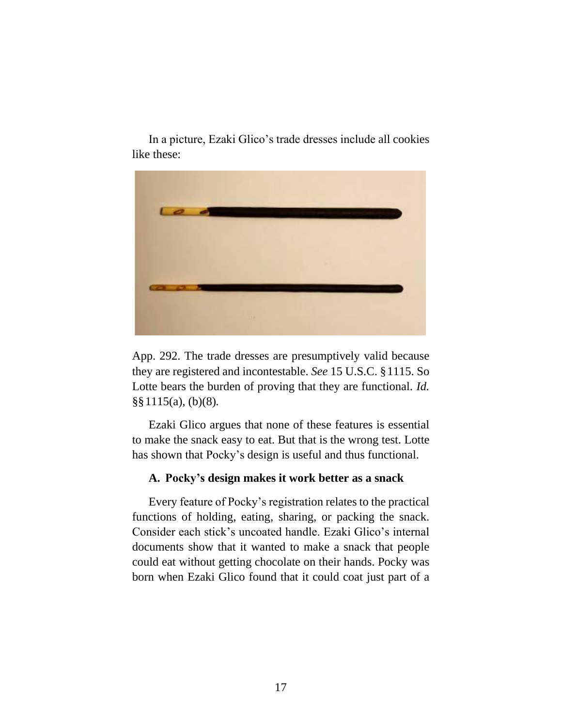In a picture, Ezaki Glico's trade dresses include all cookies like these:

App. 292. The trade dresses are presumptively valid because they are registered and incontestable. *See* 15 U.S.C. § 1115. So Lotte bears the burden of proving that they are functional. *Id.* §§ 1115(a), (b)(8).

Ezaki Glico argues that none of these features is essential to make the snack easy to eat. But that is the wrong test. Lotte has shown that Pocky's design is useful and thus functional.

### A. Pocky's design makes it work better as a snack

Every feature of Pocky's registration relates to the practical functions of holding, eating, sharing, or packing the snack. Consider each stick's uncoated handle. Ezaki Glico's internal documents show that it wanted to make a snack that people could eat without getting chocolate on their hands. Pocky was born when Ezaki Glico found that it could coat just part of a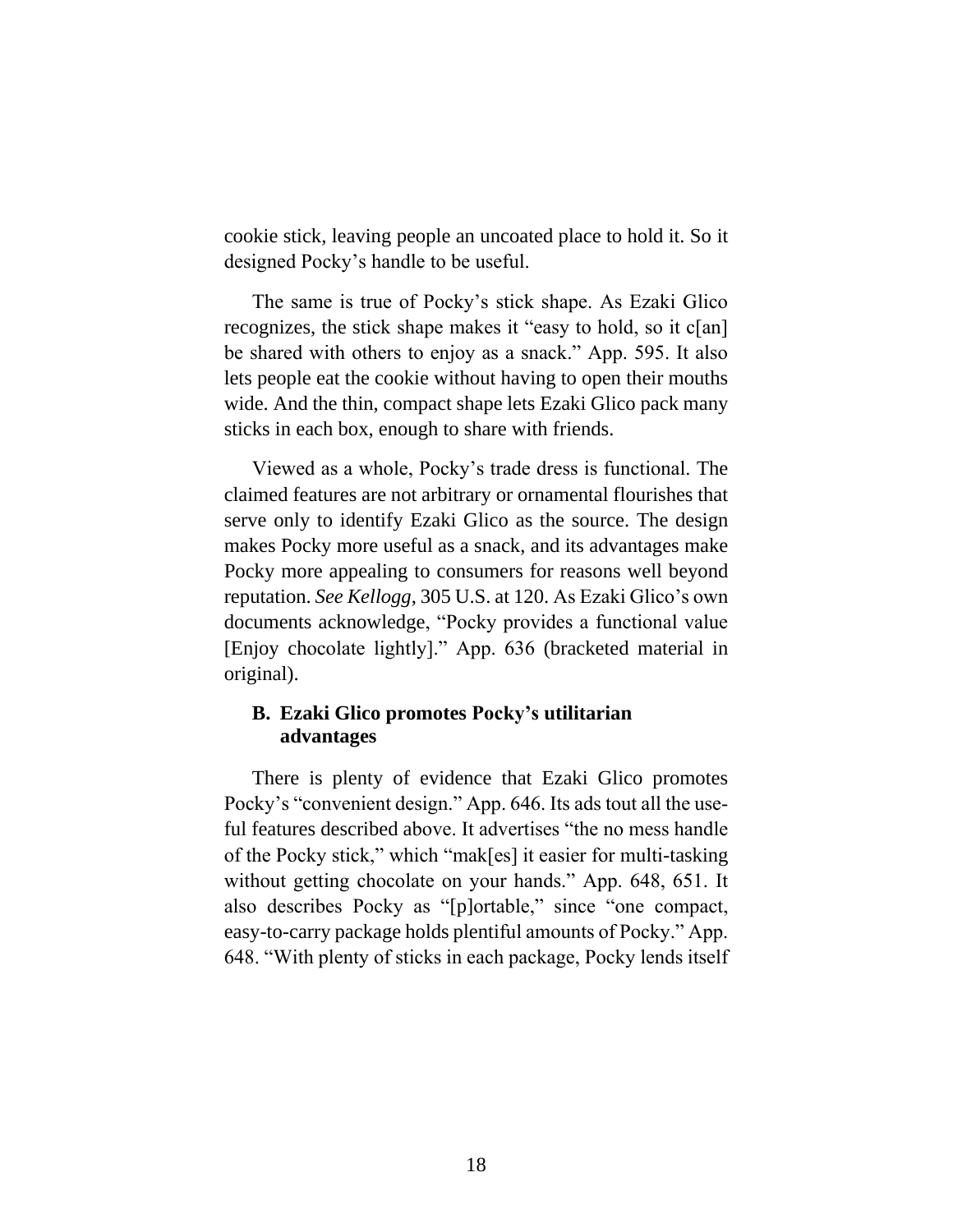cookie stick, leaving people an uncoated place to hold it. So it designed Pocky's handle to be useful.

The same is true of Pocky's stick shape. As Ezaki Glico recognizes, the stick shape makes it "easy to hold, so it c[an] be shared with others to enjoy as a snack." App. 595. It also lets people eat the cookie without having to open their mouths wide. And the thin, compact shape lets Ezaki Glico pack many sticks in each box, enough to share with friends.

Viewed as a whole, Pocky's trade dress is functional. The claimed features are not arbitrary or ornamental flourishes that serve only to identify Ezaki Glico as the source. The design makes Pocky more useful as a snack, and its advantages make Pocky more appealing to consumers for reasons well beyond reputation. *See Kellogg*, 305 U.S. at 120. As Ezaki Glico's own documents acknowledge, "Pocky provides a functional value [Enjoy chocolate lightly]." App. 636 (bracketed material in original).

### **B. Ezaki Glico promotes Pocky's utilitarian advantages**

There is plenty of evidence that Ezaki Glico promotes Pocky's "convenient design." App. 646. Its ads tout all the useful features described above. It advertises "the no mess handle of the Pocky stick," which "mak[es] it easier for multi-tasking without getting chocolate on your hands." App. 648, 651. It also describes Pocky as "[p]ortable," since "one compact, easy-to-carry package holds plentiful amounts of Pocky." App. 648. "With plenty of sticks in each package, Pocky lends itself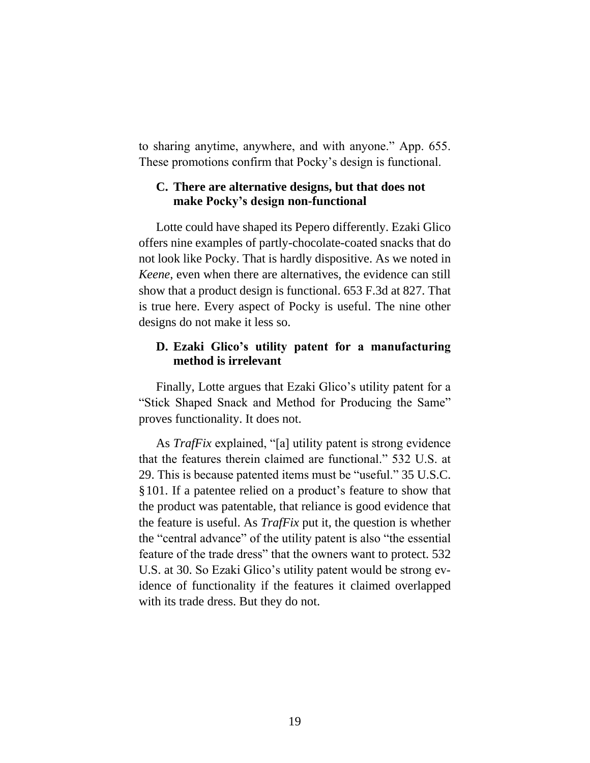to sharing anytime, anywhere, and with anyone." App. 655. These promotions confirm that Pocky's design is functional.

### C. There are alternative designs, but that does not make Pocky's design non-functional

Lotte could have shaped its Pepero differently. Ezaki Glico offers nine examples of partly-chocolate-coated snacks that do not look like Pocky. That is hardly dispositive. As we noted in *Keene*, even when there are alternatives, the evidence can still show that a product design is functional. 653 F.3d at 827. That is true here. Every aspect of Pocky is useful. The nine other designs do not make it less so.

### D. Ezaki Glico's utility patent for a manufacturing method is irrelevant

Finally, Lotte argues that Ezaki Glico's utility patent for a "Stick Shaped Snack and Method for Producing the Same" proves functionality. It does not.

As *TrafFix* explained, "[a] utility patent is strong evidence that the features therein claimed are functional." 532 U.S. at 29. This is because patented items must be "useful." 35 U.S.C. §101. If a patentee relied on a product's feature to show that the product was patentable, that reliance is good evidence that the feature is useful. As *TrafFix* put it, the question is whether the "central advance" of the utility patent is also "the essential feature of the trade dress" that the owners want to protect. 532 U.S. at 30. So Ezaki Glico's utility patent would be strong evidence of functionality if the features it claimed overlapped with its trade dress. But they do not.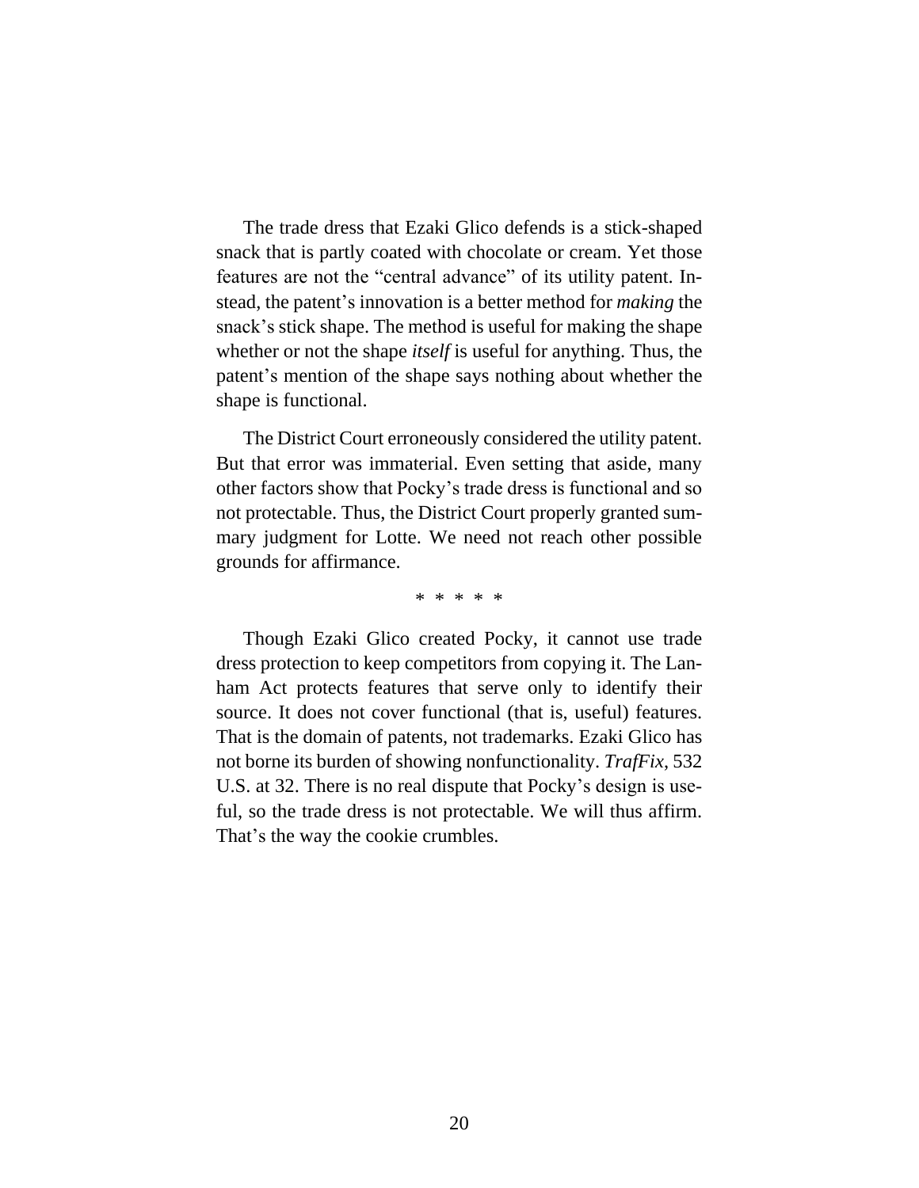The trade dress that Ezaki Glico defends is a stick-shaped snack that is partly coated with chocolate or cream. Yet those features are not the "central advance" of its utility patent. Instead, the patent's innovation is a better method for *making* the snack's stick shape. The method is useful for making the shape whether or not the shape *itself* is useful for anything. Thus, the patent's mention of the shape says nothing about whether the shape is functional.

The District Court erroneously considered the utility patent. But that error was immaterial. Even setting that aside, many other factors show that Pocky's trade dress is functional and so not protectable. Thus, the District Court properly granted summary judgment for Lotte. We need not reach other possible grounds for affirmance.

\* \* \* \* \*

Though Ezaki Glico created Pocky, it cannot use trade dress protection to keep competitors from copying it. The Lanham Act protects features that serve only to identify their source. It does not cover functional (that is, useful) features. That is the domain of patents, not trademarks. Ezaki Glico has not borne its burden of showing nonfunctionality. *TrafFix*, 532 U.S. at 32. There is no real dispute that Pocky's design is useful, so the trade dress is not protectable. We will thus affirm. That's the way the cookie crumbles.